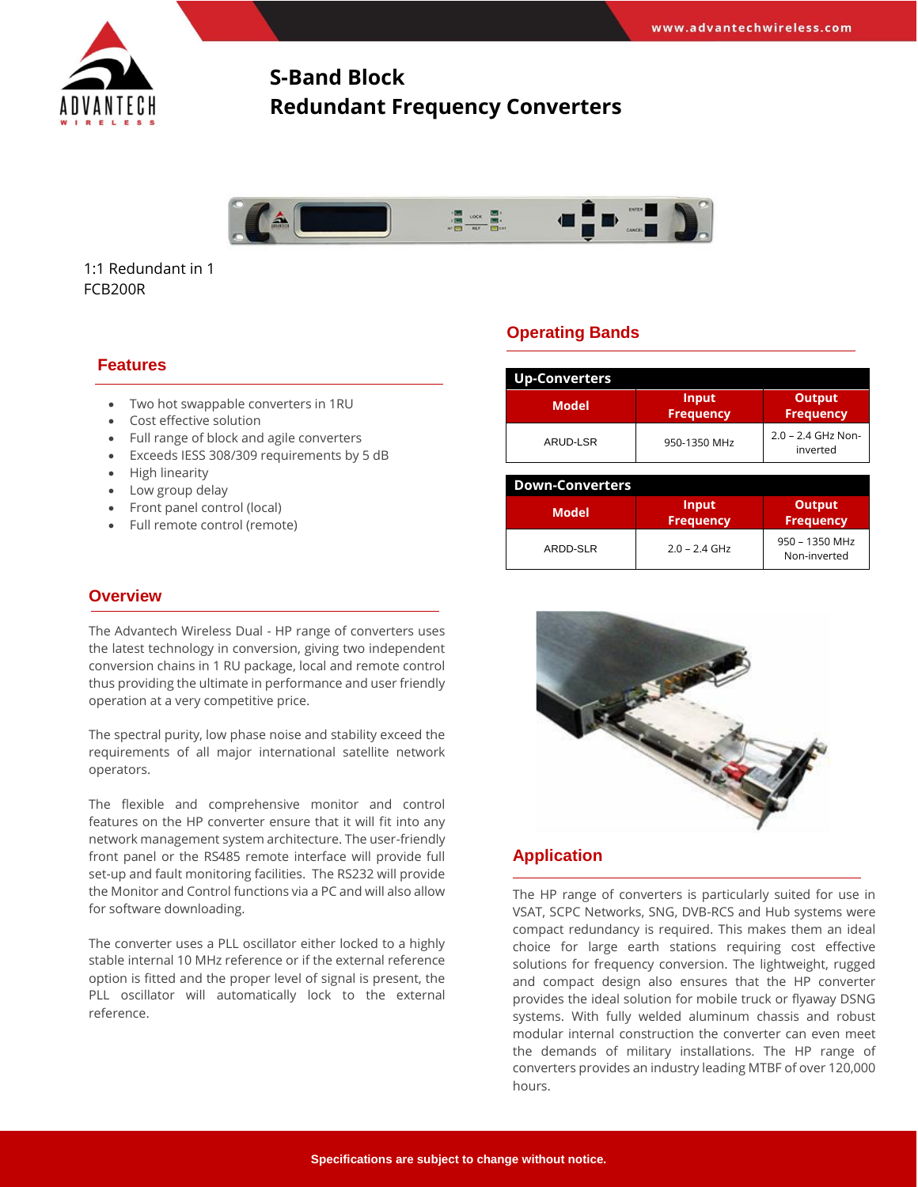# S-Band Block Redundant Frequency Converters

1:1 Redundant in 1
FCB200R

## Features

- Two hot swappable converters in 1RU
- Cost effective solution
- Full range of block and agile converters
- Exceeds IESS 308/309 requirements by 5 dB
- High linearity
- Low group delay
- Front panel control (local)
- Full remote control (remote)

## Overview

The Advantech Wireless Dual - HP range of converters uses the latest technology in conversion, giving two independent conversion chains in 1 RU package, local and remote control thus providing the ultimate in performance and user friendly operation at a very competitive price.

The spectral purity, low phase noise and stability exceed the requirements of all major international satellite network operators.

The flexible and comprehensive monitor and control features on the HP converter ensure that it will fit into any network management system architecture. The user-friendly front panel or the RS485 remote interface will provide full set-up and fault monitoring facilities. The RS232 will provide the Monitor and Control functions via a PC and will also allow for software downloading.

The converter uses a PLL oscillator either locked to a highly stable internal 10 MHz reference or if the external reference option is fitted and the proper level of signal is present, the PLL oscillator will automatically lock to the external reference.

## Operating Bands

**Up-Converters**

| Model | Input Frequency | Output Frequency |
|---|---|---|
| ARUD-LSR | 950-1350 MHz | 2.0 – 2.4 GHz Non-inverted |

**Down-Converters**

| Model | Input Frequency | Output Frequency |
|---|---|---|
| ARDD-SLR | 2.0 – 2.4 GHz | 950 – 1350 MHz Non-inverted |

## Application

The HP range of converters is particularly suited for use in VSAT, SCPC Networks, SNG, DVB-RCS and Hub systems were compact redundancy is required. This makes them an ideal choice for large earth stations requiring cost effective solutions for frequency conversion. The lightweight, rugged and compact design also ensures that the HP converter provides the ideal solution for mobile truck or flyaway DSNG systems. With fully welded aluminum chassis and robust modular internal construction the converter can even meet the demands of military installations. The HP range of converters provides an industry leading MTBF of over 120,000 hours.

**Specifications are subject to change without notice.**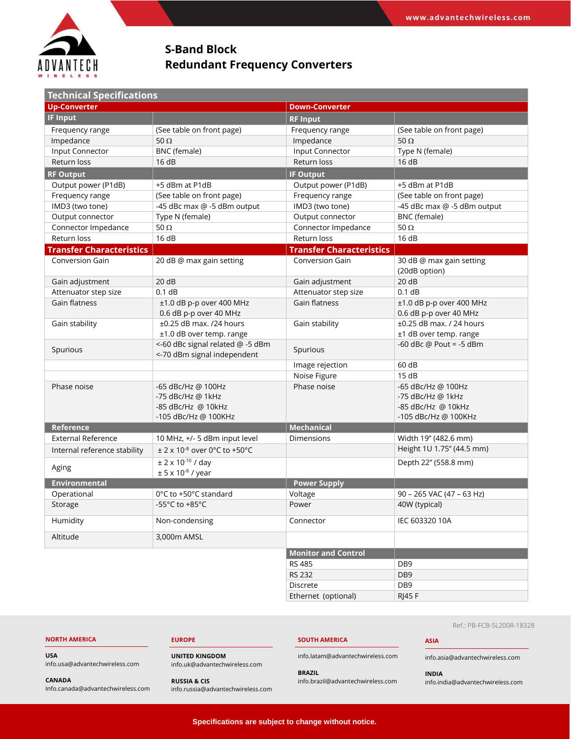# S-Band Block
# Redundant Frequency Converters

## Technical Specifications

| Up-Converter | | Down-Converter | |
|---|---|---|---|
| **IF Input** | | **RF Input** | |
| Frequency range | (See table on front page) | Frequency range | (See table on front page) |
| Impedance | 50 Ω | Impedance | 50 Ω |
| Input Connector | BNC (female) | Input Connector | Type N (female) |
| Return loss | 16 dB | Return loss | 16 dB |
| **RF Output** | | **IF Output** | |
| Output power (P1dB) | +5 dBm at P1dB | Output power (P1dB) | +5 dBm at P1dB |
| Frequency range | (See table on front page) | Frequency range | (See table on front page) |
| IMD3 (two tone) | -45 dBc max @ -5 dBm output | IMD3 (two tone) | -45 dBc max @ -5 dBm output |
| Output connector | Type N (female) | Output connector | BNC (female) |
| Connector Impedance | 50 Ω | Connector Impedance | 50 Ω |
| Return loss | 16 dB | Return loss | 16 dB |
| **Transfer Characteristics** | | **Transfer Characteristics** | |
| Conversion Gain | 20 dB @ max gain setting | Conversion Gain | 30 dB @ max gain setting (20dB option) |
| Gain adjustment | 20 dB | Gain adjustment | 20 dB |
| Attenuator step size | 0.1 dB | Attenuator step size | 0.1 dB |
| Gain flatness | ±1.0 dB p-p over 400 MHz<br>0.6 dB p-p over 40 MHz | Gain flatness | ±1.0 dB p-p over 400 MHz<br>0.6 dB p-p over 40 MHz |
| Gain stability | ±0.25 dB max. /24 hours<br>±1.0 dB over temp. range | Gain stability | ±0.25 dB max. / 24 hours<br>±1 dB over temp. range |
| Spurious | <-60 dBc signal related @ -5 dBm<br><-70 dBm signal independent | Spurious | -60 dBc @ Pout = -5 dBm |
| | | Image rejection | 60 dB |
| | | Noise Figure | 15 dB |
| Phase noise | -65 dBc/Hz @ 100Hz<br>-75 dBc/Hz @ 1kHz<br>-85 dBc/Hz @ 10kHz<br>-105 dBc/Hz @ 100KHz | Phase noise | -65 dBc/Hz @ 100Hz<br>-75 dBc/Hz @ 1kHz<br>-85 dBc/Hz @ 10kHz<br>-105 dBc/Hz @ 100KHz |
| **Reference** | | **Mechanical** | |
| External Reference | 10 MHz, +/- 5 dBm input level | Dimensions | Width 19" (482.6 mm) |
| Internal reference stability | $\pm 2 \times 10^{-8}$ over 0°C to +50°C | | Height 1U 1.75" (44.5 mm) |
| Aging | $\pm 2 \times 10^{-10}$ / day<br>$\pm 5 \times 10^{-8}$ / year | | Depth 22" (558.8 mm) |
| **Environmental** | | **Power Supply** | |
| Operational | 0°C to +50°C standard | Voltage | 90 – 265 VAC (47 – 63 Hz) |
| Storage | -55°C to +85°C | Power | 40W (typical) |
| Humidity | Non-condensing | Connector | IEC 603320 10A |
| Altitude | 3,000m AMSL | | |
| | | **Monitor and Control** | |
| | | RS 485 | DB9 |
| | | RS 232 | DB9 |
| | | Discrete | DB9 |
| | | Ethernet (optional) | RJ45 F |

Ref.: PB-FCB-SL200R-18328

**NORTH AMERICA**

**USA**
info.usa@advantechwireless.com

**CANADA**
Info.canada@advantechwireless.com

**EUROPE**

**UNITED KINGDOM**
info.uk@advantechwireless.com

**RUSSIA & CIS**
info.russia@advantechwireless.com

**SOUTH AMERICA**

info.latam@advantechwireless.com

**BRAZIL**
info.brazil@advantechwireless.com

**ASIA**

info.asia@advantechwireless.com

**INDIA**
info.india@advantechwireless.com

**Specifications are subject to change without notice.**